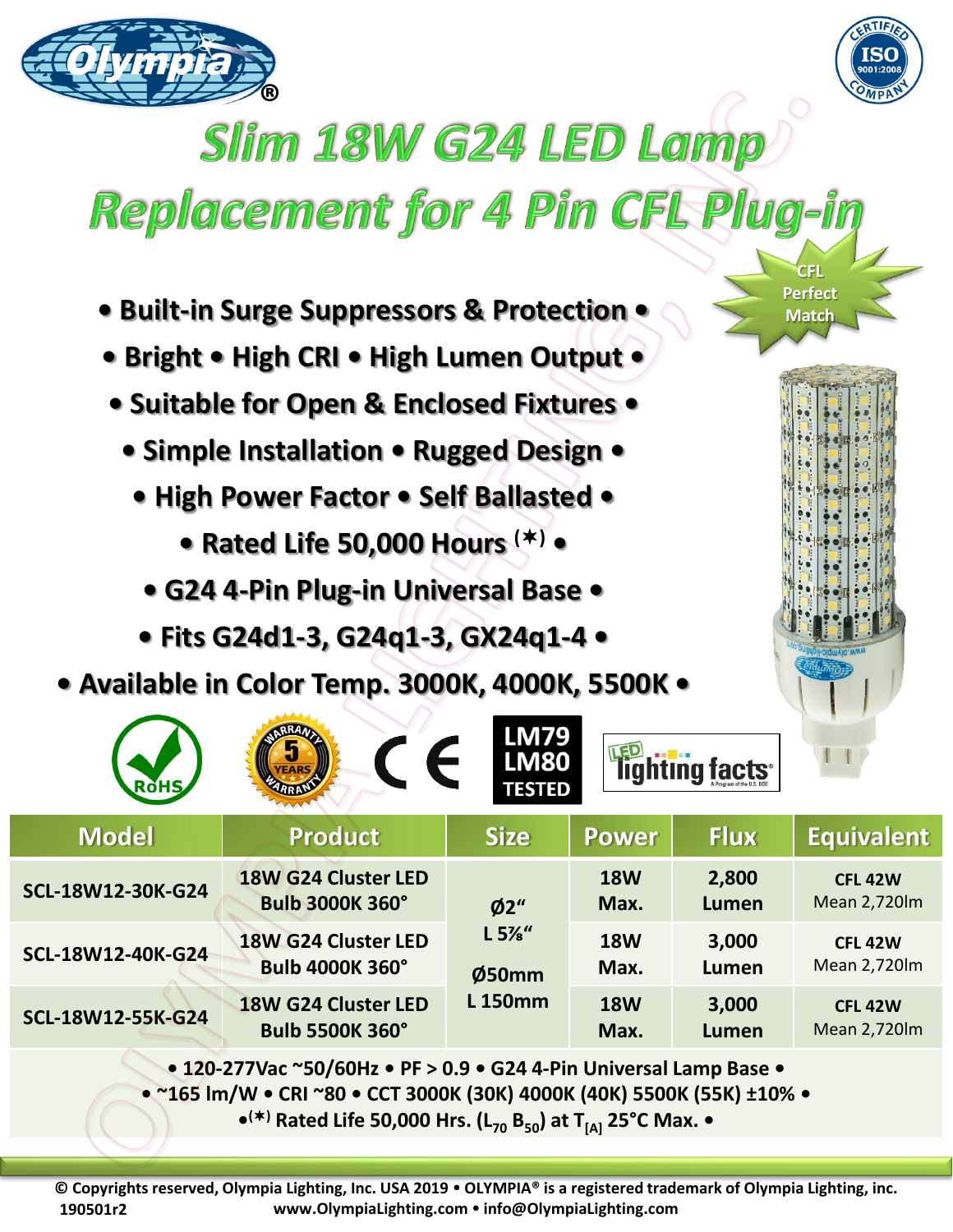# Slim 18W G24 LED Lamp Replacement for 4 Pin CFL Plug-in

CFL Perfect Match

- Built-in Surge Suppressors & Protection •
- Bright • High CRI • High Lumen Output •
- Suitable for Open & Enclosed Fixtures •
- Simple Installation • Rugged Design •
- High Power Factor • Self Ballasted •
- Rated Life 50,000 Hours (*) •
- G24 4-Pin Plug-in Universal Base •
- Fits G24d1-3, G24q1-3, GX24q1-4 •
- Available in Color Temp. 3000K, 4000K, 5500K •

RoHS | 5 Years Warranty | CE | LM79 LM80 TESTED | LED lighting facts

| Model | Product | Size | Power | Flux | Equivalent |
|---|---|---|---|---|---|
| SCL-18W12-30K-G24 | 18W G24 Cluster LED Bulb 3000K 360° | Ø2" L 5⅞" Ø50mm L 150mm | 18W Max. | 2,800 Lumen | CFL 42W Mean 2,720lm |
| SCL-18W12-40K-G24 | 18W G24 Cluster LED Bulb 4000K 360° | | 18W Max. | 3,000 Lumen | CFL 42W Mean 2,720lm |
| SCL-18W12-55K-G24 | 18W G24 Cluster LED Bulb 5500K 360° | | 18W Max. | 3,000 Lumen | CFL 42W Mean 2,720lm |

• 120-277Vac ~50/60Hz • PF > 0.9 • G24 4-Pin Universal Lamp Base •
• ~165 lm/W • CRI ~80 • CCT 3000K (30K) 4000K (40K) 5500K (55K) ±10% •
•(*) Rated Life 50,000 Hrs. ($L_{70}$ $B_{50}$) at $T_{[A]}$ 25°C Max. •

© Copyrights reserved, Olympia Lighting, Inc. USA 2019 • OLYMPIA® is a registered trademark of Olympia Lighting, inc.
190501r2 www.OlympiaLighting.com • info@OlympiaLighting.com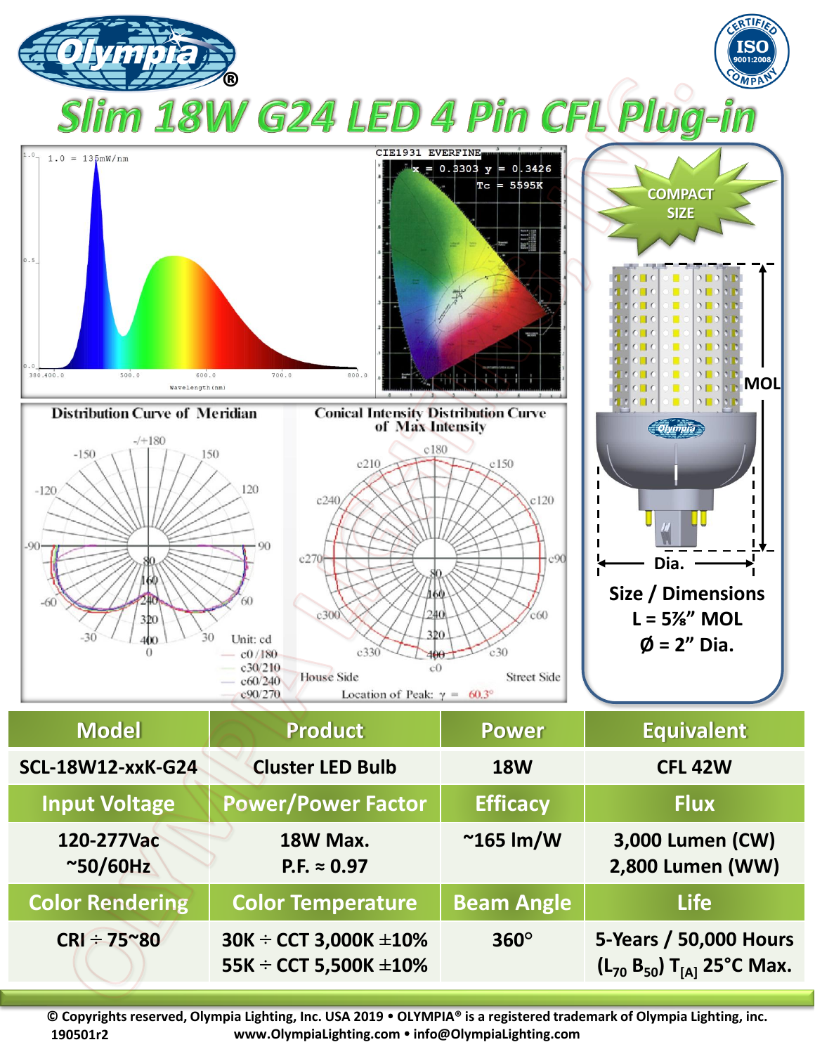# Slim 18W G24 LED 4 Pin CFL Plug-in

1.0 = 135mW/nm

1.0

0.5

0.0

380.400.0

500.0

600.0

700.0

800.0

Wavelength(nm)

CIE1931 EVERFINE

x = 0.3303 y = 0.3426

Tc = 5595K

COMPACT SIZE

MOL

Dia.

Size / Dimensions

L = 5⅞" MOL

Ø = 2" Dia.

Distribution Curve of Meridian

-/+180

-150

150

-120

120

-90

90

-60

60

-30

30

0

80

160

240

320

400

Unit: cd

c0/180

c30/210

c60/240

c90/270

Conical Intensity Distribution Curve of Max Intensity

c180

c210

c150

c240

c120

c270

c90

c300

c60

c330

c30

c0

80

160

240

320

400

House Side

Street Side

Location of Peak: γ = 60.3°

| Model | Product | Power | Equivalent |
|---|---|---|---|
| SCL-18W12-xxK-G24 | Cluster LED Bulb | 18W | CFL 42W |
| **Input Voltage** | **Power/Power Factor** | **Efficacy** | **Flux** |
| 120-277Vac ~50/60Hz | 18W Max. P.F. ≈ 0.97 | ~165 lm/W | 3,000 Lumen (CW) 2,800 Lumen (WW) |
| **Color Rendering** | **Color Temperature** | **Beam Angle** | **Life** |
| CRI ÷ 75~80 | 30K ÷ CCT 3,000K ±10% 55K ÷ CCT 5,500K ±10% | 360° | 5-Years / 50,000 Hours ($L_{70}$ $B_{50}$) $T_{[A]}$ 25°C Max. |

© Copyrights reserved, Olympia Lighting, Inc. USA 2019 • OLYMPIA® is a registered trademark of Olympia Lighting, inc.

190501r2 www.OlympiaLighting.com • info@OlympiaLighting.com